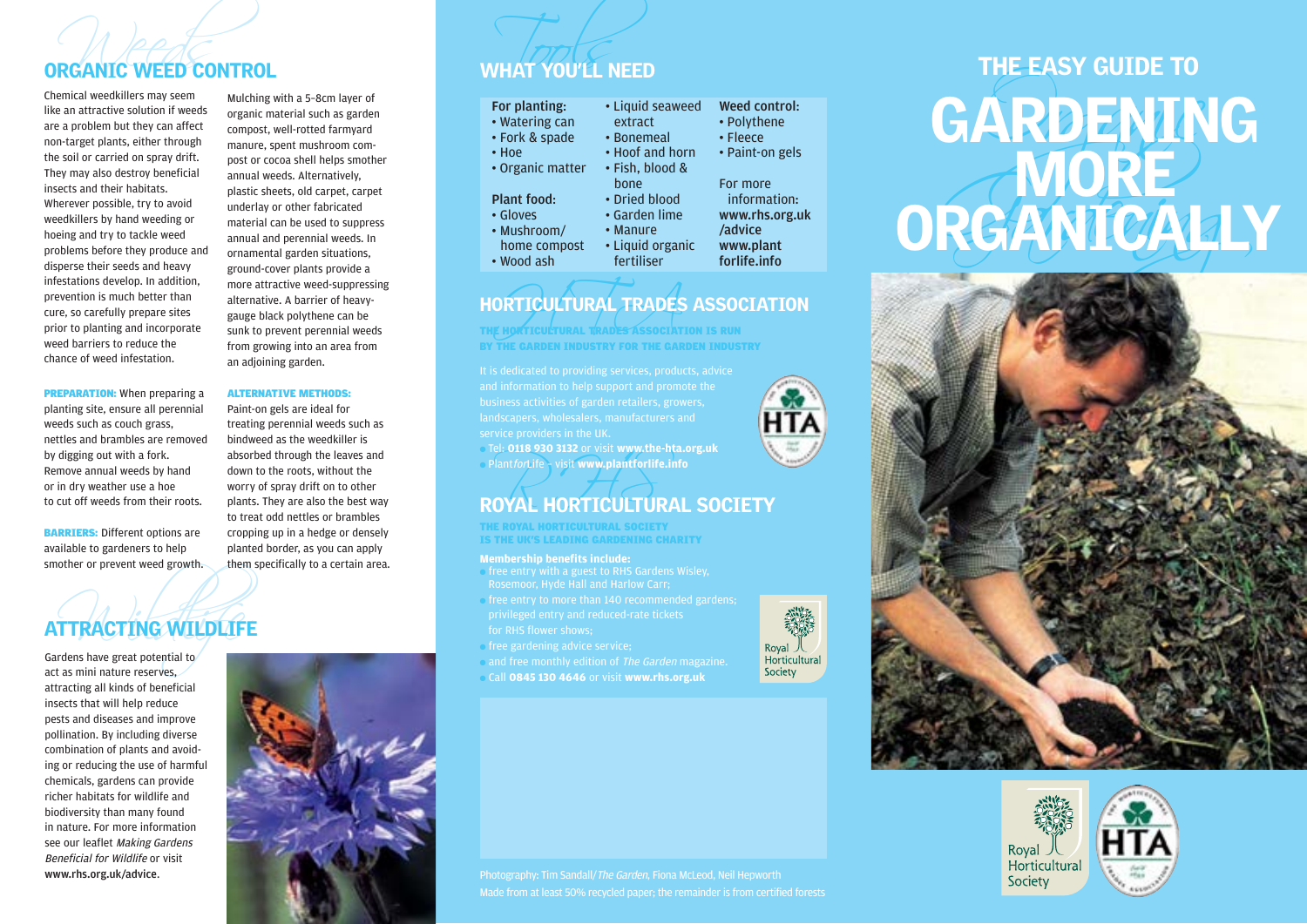# THE EASY GUIDE TO GARDENING MORE ORGANICALLY

## ORGANIC WEED CONTROL

Chemical weedkillers may seem like an attractive solution if weeds are a problem but they can affect non-target plants, either through the soil or carried on spray drift. They may also destroy beneficial insects and their habitats. Wherever possible, try to avoid weedkillers by hand weeding or hoeing and try to tackle weed problems before they produce and disperse their seeds and heavy infestations develop. In addition, prevention is much better than cure, so carefully prepare sites prior to planting and incorporate weed barriers to reduce the chance of weed infestation.

**PREPARATION:** When preparing a planting site, ensure all perennial weeds such as couch grass, nettles and brambles are removed by digging out with a fork. Remove annual weeds by hand or in dry weather use a hoe to cut off weeds from their roots.

**BARRIERS:** Different options are available to gardeners to help smother or prevent weed growth. Mulching with a 5–8cm layer of organic material such as garden compost, well-rotted farmyard manure, spent mushroom compost or cocoa shell helps smother annual weeds. Alternatively, plastic sheets, old carpet, carpet underlay or other fabricated material can be used to suppress annual and perennial weeds. In ornamental garden situations, ground-cover plants provide a more attractive weed-suppressing alternative. A barrier of heavy-gauge black polythene can be sunk to prevent perennial weeds from growing into an area from an adjoining garden.

**ALTERNATIVE METHODS:** Paint-on gels are ideal for treating perennial weeds such as bindweed as the weedkiller is absorbed through the leaves and down to the roots, without the worry of spray drift on to other plants. They are also the best way to treat odd nettles or brambles cropping up in a hedge or densely planted border, as you can apply them specifically to a certain area.

## ATTRACTING WILDLIFE

Gardens have great potential to act as mini nature reserves, attracting all kinds of beneficial insects that will help reduce pests and diseases and improve pollination. By including diverse combination of plants and avoiding or reducing the use of harmful chemicals, gardens can provide richer habitats for wildlife and biodiversity than many found in nature. For more information see our leaflet *Making Gardens Beneficial for Wildlife* or visit **www.rhs.org.uk/advice**.

## WHAT YOU'LL NEED

**For planting:**
- Watering can
- Fork & spade
- Hoe
- Organic matter

**Plant food:**
- Gloves
- Mushroom/home compost
- Wood ash
- Liquid seaweed extract
- Bonemeal
- Hoof and horn
- Fish, blood & bone
- Dried blood
- Garden lime
- Manure
- Liquid organic fertiliser

**Weed control:**
- Polythene
- Fleece
- Paint-on gels

For more information: **www.rhs.org.uk/advice** **www.plantforlife.info**

## HORTICULTURAL TRADES ASSOCIATION

**THE HORTICULTURAL TRADES ASSOCIATION IS RUN BY THE GARDEN INDUSTRY FOR THE GARDEN INDUSTRY**

It is dedicated to providing services, products, advice and information to help support and promote the business activities of garden retailers, growers, landscapers, wholesalers, manufacturers and service providers in the UK.

- Tel: **0118 930 3132** or visit **www.the-hta.org.uk**
- Plant*for*Life – visit **www.plantforlife.info**

## ROYAL HORTICULTURAL SOCIETY

**THE ROYAL HORTICULTURAL SOCIETY IS THE UK'S LEADING GARDENING CHARITY**

**Membership benefits include:**
- free entry with a guest to RHS Gardens Wisley, Rosemoor, Hyde Hall and Harlow Carr;
- free entry to more than 140 recommended gardens; privileged entry and reduced-rate tickets for RHS flower shows;
- free gardening advice service;
- and free monthly edition of *The Garden* magazine.
- Call **0845 130 4646** or visit **www.rhs.org.uk**

Photography: Tim Sandall/*The Garden*, Fiona McLeod, Neil Hepworth
Made from at least 50% recycled paper; the remainder is from certified forests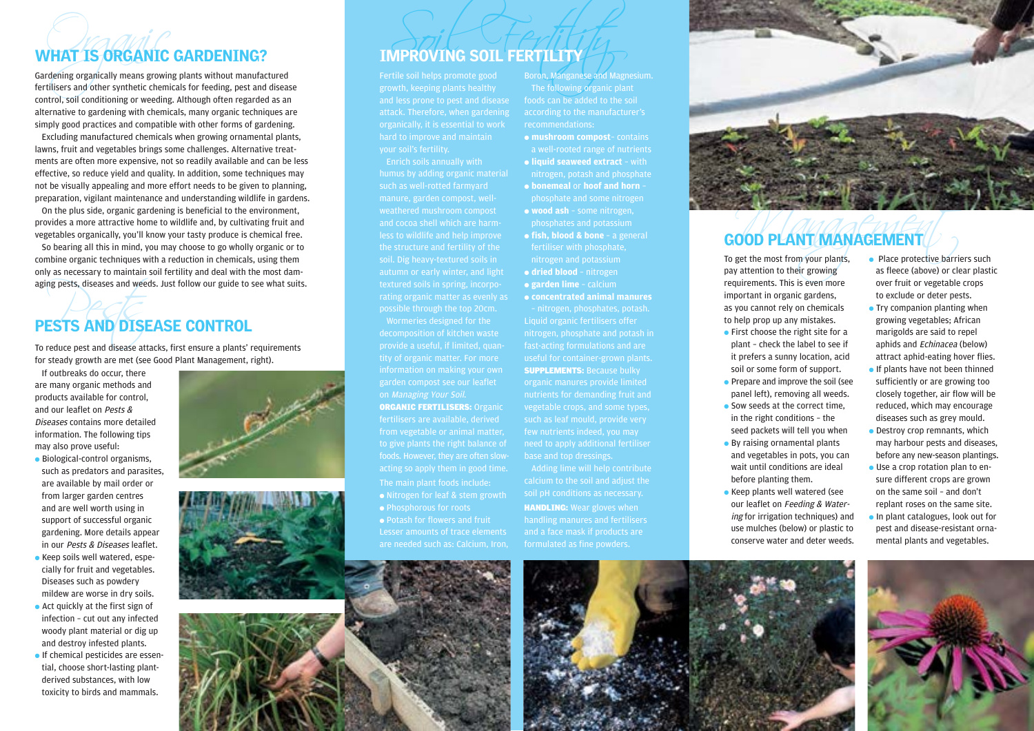## WHAT IS ORGANIC GARDENING?

Gardening organically means growing plants without manufactured fertilisers and other synthetic chemicals for feeding, pest and disease control, soil conditioning or weeding. Although often regarded as an alternative to gardening with chemicals, many organic techniques are simply good practices and compatible with other forms of gardening.

Excluding manufactured chemicals when growing ornamental plants, lawns, fruit and vegetables brings some challenges. Alternative treatments are often more expensive, not so readily available and can be less effective, so reduce yield and quality. In addition, some techniques may not be visually appealing and more effort needs to be given to planning, preparation, vigilant maintenance and understanding wildlife in gardens.

On the plus side, organic gardening is beneficial to the environment, provides a more attractive home to wildlife and, by cultivating fruit and vegetables organically, you'll know your tasty produce is chemical free.

So bearing all this in mind, you may choose to go wholly organic or to combine organic techniques with a reduction in chemicals, using them only as necessary to maintain soil fertility and deal with the most damaging pests, diseases and weeds. Just follow our guide to see what suits.

## PESTS AND DISEASE CONTROL

To reduce pest and disease attacks, first ensure a plants' requirements for steady growth are met (see Good Plant Management, right).

If outbreaks do occur, there are many organic methods and products available for control, and our leaflet on *Pests & Diseases* contains more detailed information. The following tips may also prove useful:

- Biological-control organisms, such as predators and parasites, are available by mail order or from larger garden centres and are well worth using in support of successful organic gardening. More details appear in our *Pests & Diseases* leaflet.
- Keep soils well watered, especially for fruit and vegetables. Diseases such as powdery mildew are worse in dry soils.
- Act quickly at the first sign of infection – cut out any infected woody plant material or dig up and destroy infested plants.
- If chemical pesticides are essential, choose short-lasting plant-derived substances, with low toxicity to birds and mammals.

## IMPROVING SOIL FERTILITY

Fertile soil helps promote good growth, keeping plants healthy and less prone to pest and disease attack. Therefore, when gardening organically, it is essential to work hard to improve and maintain your soil's fertility.

Enrich soils annually with humus by adding organic material such as well-rotted farmyard manure, garden compost, well-weathered mushroom compost and cocoa shell which are harmless to wildlife and help improve the structure and fertility of the soil. Dig heavy-textured soils in autumn or early winter, and light textured soils in spring, incorporating organic matter as evenly as possible through the top 20cm.

Wormeries designed for the decomposition of kitchen waste provide a useful, if limited, quantity of organic matter. For more information on making your own garden compost see our leaflet on *Managing Your Soil*.

**ORGANIC FERTILISERS:** Organic fertilisers are available, derived from vegetable or animal matter, to give plants the right balance of foods. However, they are often slow-acting so apply them in good time.

The main plant foods include:

- Nitrogen for leaf & stem growth
- Phosphorous for roots
- Potash for flowers and fruit

Lesser amounts of trace elements are needed such as: Calcium, Iron, Boron, Manganese and Magnesium.

The following organic plant foods can be added to the soil according to the manufacturer's recommendations:

- **mushroom compost**– contains a well-rooted range of nutrients
- **liquid seaweed extract** – with nitrogen, potash and phosphate
- **bonemeal** or **hoof and horn** – phosphate and some nitrogen
- **wood ash** – some nitrogen, phosphates and potassium
- **fish, blood & bone** – a general fertiliser with phosphate, nitrogen and potassium
- **dried blood** – nitrogen
- **garden lime** – calcium
- **concentrated animal manures** – nitrogen, phosphates, potash.

Liquid organic fertilisers offer nitrogen, phosphate and potash in fast-acting formulations and are useful for container-grown plants.

**SUPPLEMENTS:** Because bulky organic manures provide limited nutrients for demanding fruit and vegetable crops, and some types, such as leaf mould, provide very few nutrients indeed, you may need to apply additional fertiliser base and top dressings.

Adding lime will help contribute calcium to the soil and adjust the soil pH conditions as necessary.

**HANDLING:** Wear gloves when handling manures and fertilisers and a face mask if products are formulated as fine powders.

## GOOD PLANT MANAGEMENT

To get the most from your plants, pay attention to their growing requirements. This is even more important in organic gardens, as you cannot rely on chemicals to help prop up any mistakes.

- First choose the right site for a plant – check the label to see if it prefers a sunny location, acid soil or some form of support.
- Prepare and improve the soil (see panel left), removing all weeds.
- Sow seeds at the correct time, in the right conditions – the seed packets will tell you when
- By raising ornamental plants and vegetables in pots, you can wait until conditions are ideal before planting them.
- Keep plants well watered (see our leaflet on *Feeding & Watering* for irrigation techniques) and use mulches (below) or plastic to conserve water and deter weeds.
- Place protective barriers such as fleece (above) or clear plastic over fruit or vegetable crops to exclude or deter pests.
- Try companion planting when growing vegetables; African marigolds are said to repel aphids and *Echinacea* (below) attract aphid-eating hover flies.
- If plants have not been thinned sufficiently or are growing too closely together, air flow will be reduced, which may encourage diseases such as grey mould.
- Destroy crop remnants, which may harbour pests and diseases, before any new-season plantings.
- Use a crop rotation plan to ensure different crops are grown on the same soil – and don't replant roses on the same site.
- In plant catalogues, look out for pest and disease-resistant ornamental plants and vegetables.